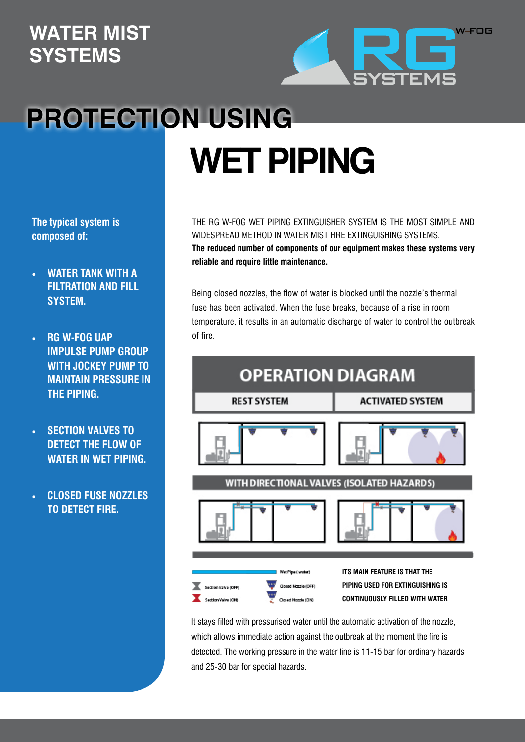# WATER MIST SYSTEMS

# PROTECTION USING WET PIPING

**The typical system is composed of:**

- **WATER TANK WITH A FILTRATION AND FILL SYSTEM.**
- **RG W-FOG UAP IMPULSE PUMP GROUP WITH JOCKEY PUMP TO MAINTAIN PRESSURE IN THE PIPING.**
- **SECTION VALVES TO DETECT THE FLOW OF WATER IN WET PIPING.**
- **CLOSED FUSE NOZZLES TO DETECT FIRE.**

THE RG W-FOG WET PIPING EXTINGUISHER SYSTEM IS THE MOST SIMPLE AND WIDESPREAD METHOD IN WATER MIST FIRE EXTINGUISHING SYSTEMS.
**The reduced number of components of our equipment makes these systems very reliable and require little maintenance.**

Being closed nozzles, the flow of water is blocked until the nozzle's thermal fuse has been activated. When the fuse breaks, because of a rise in room temperature, it results in an automatic discharge of water to control the outbreak of fire.

## OPERATION DIAGRAM

| REST SYSTEM | ACTIVATED SYSTEM |
| --- | --- |

WITH DIRECTIONAL VALVES (ISOLATED HAZARDS)

Wet Pipe (water)
Section Valve (OFF)
Section Valve (ON)
Closed Nozzle (OFF)
Closed Nozzle (ON)

**ITS MAIN FEATURE IS THAT THE PIPING USED FOR EXTINGUISHING IS CONTINUOUSLY FILLED WITH WATER**

It stays filled with pressurised water until the automatic activation of the nozzle, which allows immediate action against the outbreak at the moment the fire is detected. The working pressure in the water line is 11-15 bar for ordinary hazards and 25-30 bar for special hazards.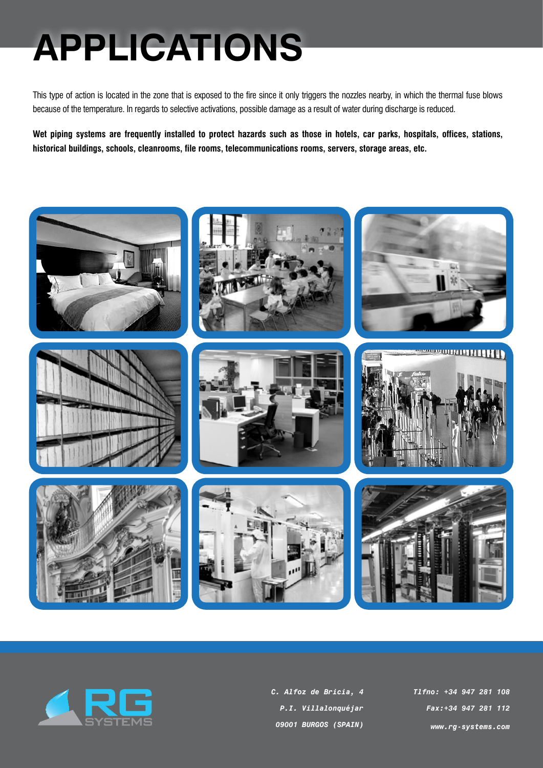# APPLICATIONS

This type of action is located in the zone that is exposed to the fire since it only triggers the nozzles nearby, in which the thermal fuse blows because of the temperature. In regards to selective activations, possible damage as a result of water during discharge is reduced.

**Wet piping systems are frequently installed to protect hazards such as those in hotels, car parks, hospitals, offices, stations, historical buildings, schools, cleanrooms, file rooms, telecommunications rooms, servers, storage areas, etc.**

C. Alfoz de Bricia, 4
P.I. Villalonquéjar
09001 BURGOS (SPAIN)

Tlfno: +34 947 281 108
Fax:+34 947 281 112
www.rg-systems.com